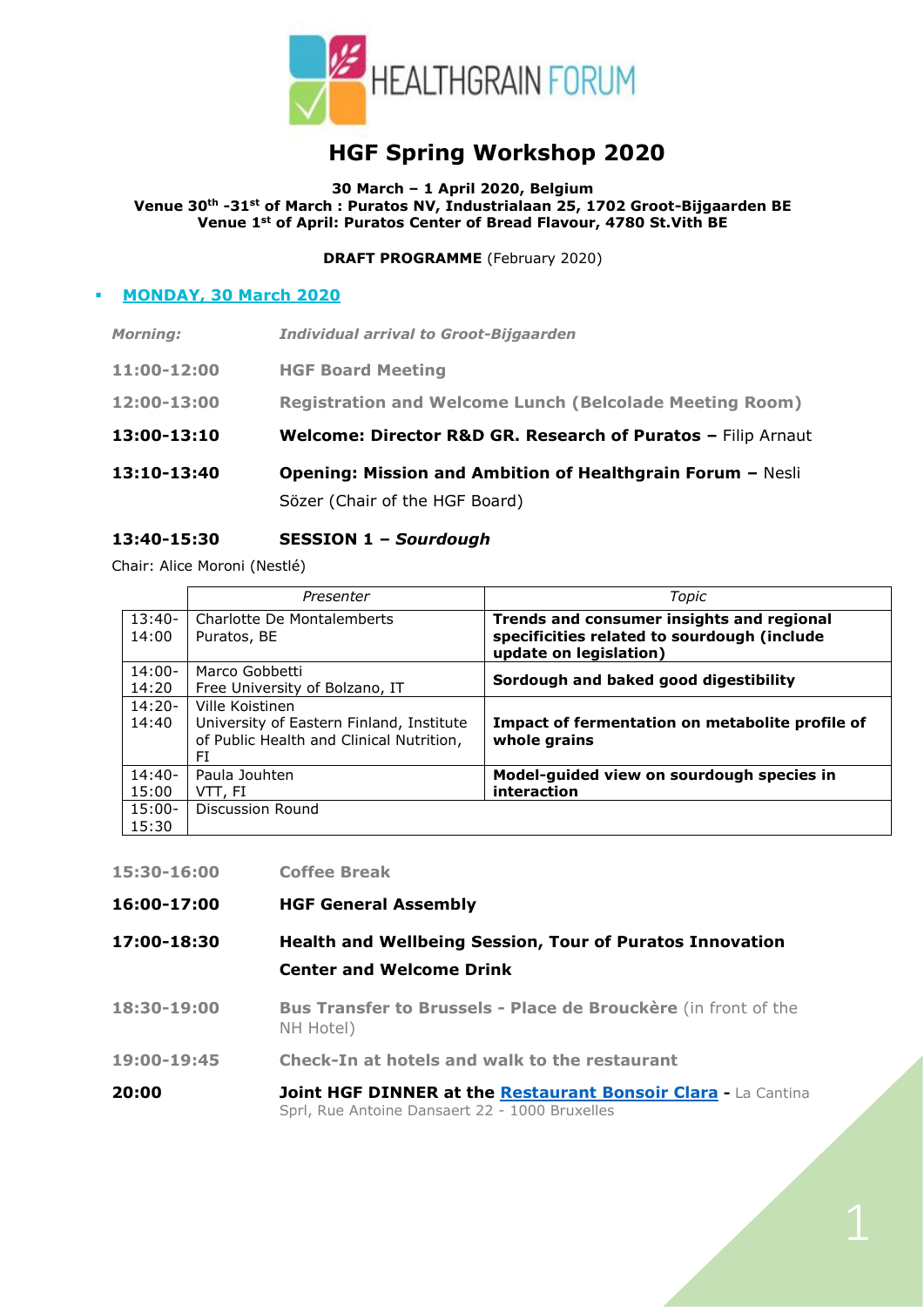# HGF Spring Workshop 2020

**30 March – 1 April 2020, Belgium**
**Venue 30th -31st of March : Puratos NV, Industrialaan 25, 1702 Groot-Bijgaarden BE**
**Venue 1st of April: Puratos Center of Bread Flavour, 4780 St.Vith BE**

**DRAFT PROGRAMME** (February 2020)

- **MONDAY, 30 March 2020**

| | |
|---|---|
| *Morning:* | *Individual arrival to Groot-Bijgaarden* |
| **11:00-12:00** | **HGF Board Meeting** |
| **12:00-13:00** | **Registration and Welcome Lunch (Belcolade Meeting Room)** |
| **13:00-13:10** | **Welcome: Director R&D GR. Research of Puratos –** Filip Arnaut |
| **13:10-13:40** | **Opening: Mission and Ambition of Healthgrain Forum –** Nesli Sözer (Chair of the HGF Board) |

**13:40-15:30 SESSION 1 – *Sourdough***

Chair: Alice Moroni (Nestlé)

| | Presenter | Topic |
|---|---|---|
| 13:40-14:00 | Charlotte De Montalemberts Puratos, BE | **Trends and consumer insights and regional specificities related to sourdough (include update on legislation)** |
| 14:00-14:20 | Marco Gobbetti Free University of Bolzano, IT | **Sordough and baked good digestibility** |
| 14:20-14:40 | Ville Koistinen University of Eastern Finland, Institute of Public Health and Clinical Nutrition, FI | **Impact of fermentation on metabolite profile of whole grains** |
| 14:40-15:00 | Paula Jouhten VTT, FI | **Model-guided view on sourdough species in interaction** |
| 15:00-15:30 | Discussion Round | |

| | |
|---|---|
| **15:30-16:00** | **Coffee Break** |
| **16:00-17:00** | **HGF General Assembly** |
| **17:00-18:30** | **Health and Wellbeing Session, Tour of Puratos Innovation Center and Welcome Drink** |
| **18:30-19:00** | **Bus Transfer to Brussels - Place de Brouckère** (in front of the NH Hotel) |
| **19:00-19:45** | **Check-In at hotels and walk to the restaurant** |
| **20:00** | **Joint HGF DINNER at the Restaurant Bonsoir Clara -** La Cantina Sprl, Rue Antoine Dansaert 22 - 1000 Bruxelles |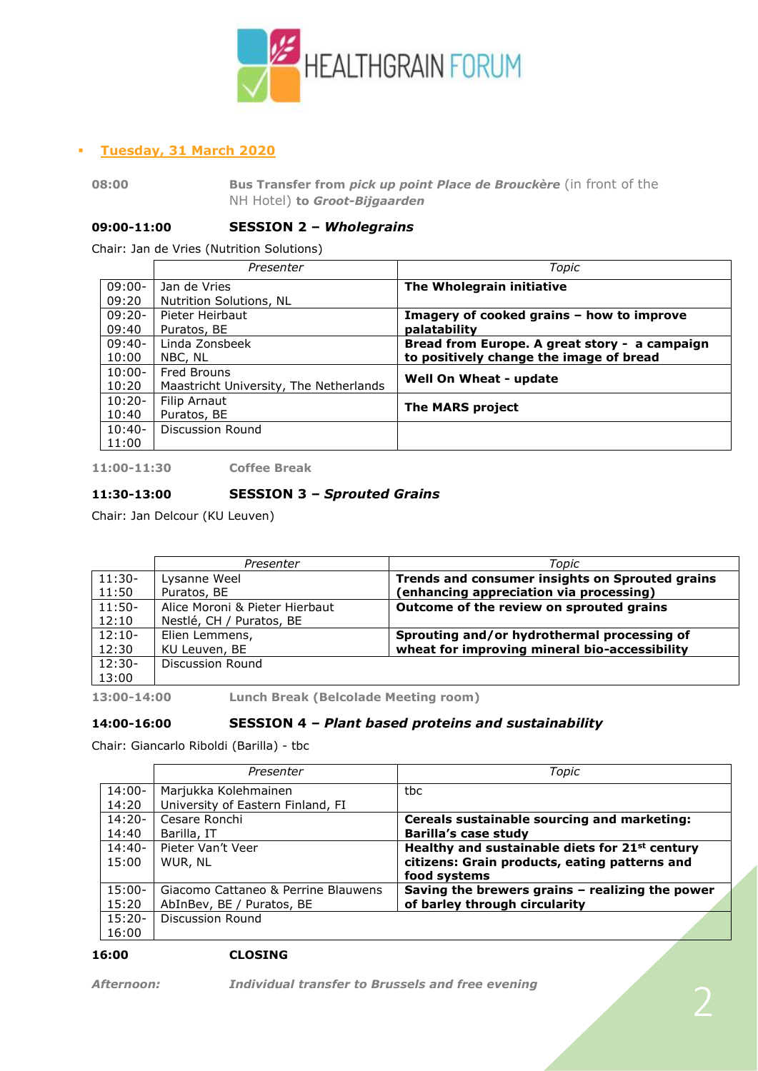- **Tuesday, 31 March 2020**

**08:00** **Bus Transfer from *pick up point Place de Brouckère*** (in front of the NH Hotel) **to *Groot-Bijgaarden***

**09:00-11:00** **SESSION 2 – *Wholegrains***

Chair: Jan de Vries (Nutrition Solutions)

| | Presenter | Topic |
|---|---|---|
| 09:00-09:20 | Jan de Vries<br>Nutrition Solutions, NL | **The Wholegrain initiative** |
| 09:20-09:40 | Pieter Heirbaut<br>Puratos, BE | **Imagery of cooked grains – how to improve palatability** |
| 09:40-10:00 | Linda Zonsbeek<br>NBC, NL | **Bread from Europe. A great story - a campaign to positively change the image of bread** |
| 10:00-10:20 | Fred Brouns<br>Maastricht University, The Netherlands | **Well On Wheat - update** |
| 10:20-10:40 | Filip Arnaut<br>Puratos, BE | **The MARS project** |
| 10:40-11:00 | Discussion Round | |

**11:00-11:30** **Coffee Break**

**11:30-13:00** **SESSION 3 – *Sprouted Grains***

Chair: Jan Delcour (KU Leuven)

| | Presenter | Topic |
|---|---|---|
| 11:30-11:50 | Lysanne Weel<br>Puratos, BE | **Trends and consumer insights on Sprouted grains (enhancing appreciation via processing)** |
| 11:50-12:10 | Alice Moroni & Pieter Hierbaut<br>Nestlé, CH / Puratos, BE | **Outcome of the review on sprouted grains** |
| 12:10-12:30 | Elien Lemmens,<br>KU Leuven, BE | **Sprouting and/or hydrothermal processing of wheat for improving mineral bio-accessibility** |
| 12:30-13:00 | Discussion Round | |

**13:00-14:00** **Lunch Break (Belcolade Meeting room)**

**14:00-16:00** **SESSION 4 – *Plant based proteins and sustainability***

Chair: Giancarlo Riboldi (Barilla) - tbc

| | Presenter | Topic |
|---|---|---|
| 14:00-14:20 | Marjukka Kolehmainen<br>University of Eastern Finland, FI | tbc |
| 14:20-14:40 | Cesare Ronchi<br>Barilla, IT | **Cereals sustainable sourcing and marketing: Barilla's case study** |
| 14:40-15:00 | Pieter Van't Veer<br>WUR, NL | **Healthy and sustainable diets for 21st century citizens: Grain products, eating patterns and food systems** |
| 15:00-15:20 | Giacomo Cattaneo & Perrine Blauwens<br>AbInBev, BE / Puratos, BE | **Saving the brewers grains – realizing the power of barley through circularity** |
| 15:20-16:00 | Discussion Round | |

**16:00** **CLOSING**

***Afternoon:*** ***Individual transfer to Brussels and free evening***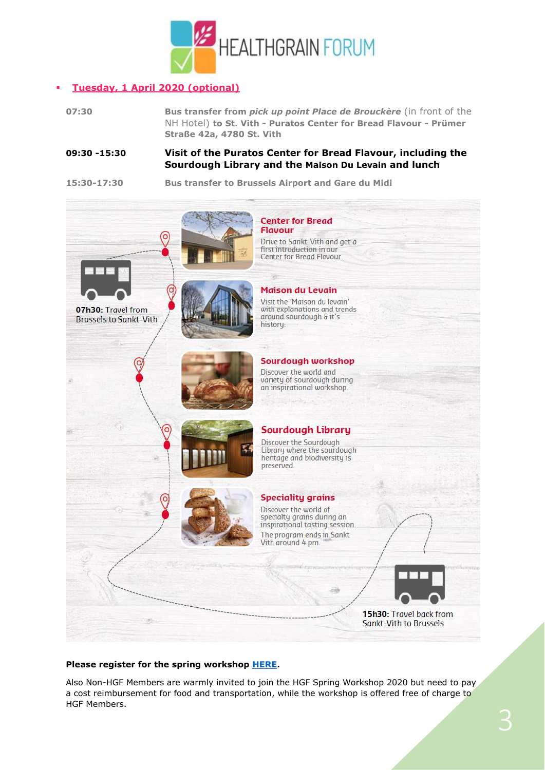- **Tuesday, 1 April 2020 (optional)**

| | |
|---|---|
| 07:30 | **Bus transfer from *pick up point Place de Brouckère*** (in front of the NH Hotel) **to St. Vith - Puratos Center for Bread Flavour - Prümer Straße 42a, 4780 St. Vith** |
| **09:30 -15:30** | **Visit of the Puratos Center for Bread Flavour, including the Sourdough Library and the Maison Du Levain and lunch** |
| 15:30-17:30 | **Bus transfer to Brussels Airport and Gare du Midi** |

**07h30:** Travel from Brussels to Sankt-Vith

**Center for Bread Flavour**

Drive to Sankt-Vith and get a first introduction in our Center for Bread Flavour.

**Maison du Levain**

Visit the 'Maison du levain' with explanations and trends around sourdough & it's history.

**Sourdough workshop**

Discover the world and variety of sourdough during an inspirational workshop.

**Sourdough Library**

Discover the Sourdough Library where the sourdough heritage and biodiversity is preserved.

**Speciality grains**

Discover the world of specialty grains during an inspirational tasting session.

The program ends in Sankt Vith around 4 pm.

**15h30:** Travel back from Sankt-Vith to Brussels

**Please register for the spring workshop HERE.**

Also Non-HGF Members are warmly invited to join the HGF Spring Workshop 2020 but need to pay a cost reimbursement for food and transportation, while the workshop is offered free of charge to HGF Members.